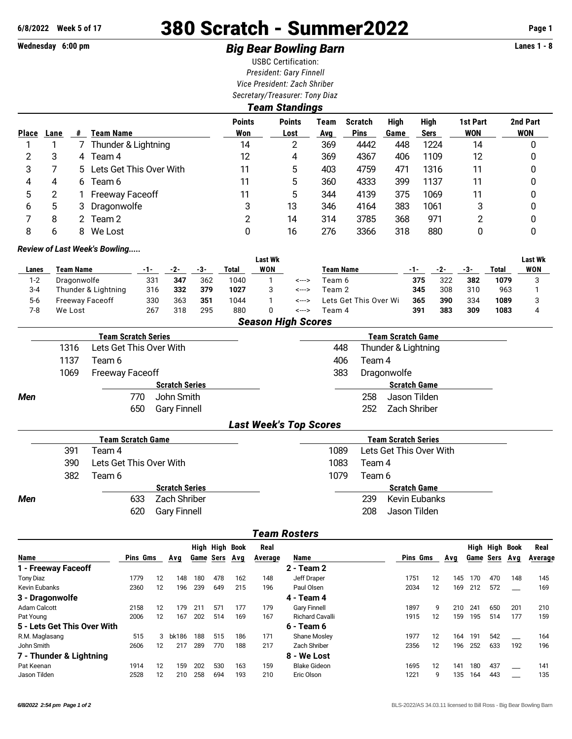# 380 Scratch - Summer2022

6/8/2022 Week 5 of 17

Wednesday 6:00 pm

## *Big Bear Bowling Barn*

Lanes 1 - 8

USBC Certification:
*President: Gary Finnell*
*Vice President: Zach Shriber*
*Secretary/Treasurer: Tony Diaz*

### *Team Standings*

| Place | Lane | # | Team Name | Points Won | Points Lost | Team Avg | Scratch Pins | High Game | High Sers | 1st Part WON | 2nd Part WON |
|---|---|---|---|---|---|---|---|---|---|---|---|
| 1 | 1 | 7 | Thunder & Lightning | 14 | 2 | 369 | 4442 | 448 | 1224 | 14 | 0 |
| 2 | 3 | 4 | Team 4 | 12 | 4 | 369 | 4367 | 406 | 1109 | 12 | 0 |
| 3 | 7 | 5 | Lets Get This Over With | 11 | 5 | 403 | 4759 | 471 | 1316 | 11 | 0 |
| 4 | 4 | 6 | Team 6 | 11 | 5 | 360 | 4333 | 399 | 1137 | 11 | 0 |
| 5 | 2 | 1 | Freeway Faceoff | 11 | 5 | 344 | 4139 | 375 | 1069 | 11 | 0 |
| 6 | 5 | 3 | Dragonwolfe | 3 | 13 | 346 | 4164 | 383 | 1061 | 3 | 0 |
| 7 | 8 | 2 | Team 2 | 2 | 14 | 314 | 3785 | 368 | 971 | 2 | 0 |
| 8 | 6 | 8 | We Lost | 0 | 16 | 276 | 3366 | 318 | 880 | 0 | 0 |

*Review of Last Week's Bowling.....*

| Lanes | Team Name | -1- | -2- | -3- | Total | Last Wk WON | | Team Name | -1- | -2- | -3- | Total | Last Wk WON |
|---|---|---|---|---|---|---|---|---|---|---|---|---|---|
| 1-2 | Dragonwolfe | 331 | **347** | 362 | 1040 | 1 | <---> | Team 6 | **375** | 322 | **382** | **1079** | 3 |
| 3-4 | Thunder & Lightning | 316 | **332** | **379** | **1027** | 3 | <---> | Team 2 | **345** | 308 | 310 | 963 | 1 |
| 5-6 | Freeway Faceoff | 330 | 363 | **351** | 1044 | 1 | <---> | Lets Get This Over Wi | **365** | **390** | 334 | **1089** | 3 |
| 7-8 | We Lost | 267 | 318 | 295 | 880 | 0 | <---> | Team 4 | **391** | **383** | **309** | **1083** | 4 |

### *Season High Scores*

| Team Scratch Series | | Team Scratch Game | |
|---|---|---|---|
| 1316 | Lets Get This Over With | 448 | Thunder & Lightning |
| 1137 | Team 6 | 406 | Team 4 |
| 1069 | Freeway Faceoff | 383 | Dragonwolfe |

| | Scratch Series | | Scratch Game | |
|---|---|---|---|---|
| ***Men*** | 770 | John Smith | 258 | Jason Tilden |
| | 650 | Gary Finnell | 252 | Zach Shriber |

### *Last Week's Top Scores*

| Team Scratch Game | | Team Scratch Series | |
|---|---|---|---|
| 391 | Team 4 | 1089 | Lets Get This Over With |
| 390 | Lets Get This Over With | 1083 | Team 4 |
| 382 | Team 6 | 1079 | Team 6 |

| | Scratch Series | | Scratch Game | |
|---|---|---|---|---|
| ***Men*** | 633 | Zach Shriber | 239 | Kevin Eubanks |
| | 620 | Gary Finnell | 208 | Jason Tilden |

### *Team Rosters*

| Name | Pins | Gms | Avg | High Game | High Sers | Book Avg | Real Average |
|---|---|---|---|---|---|---|---|
| **1 - Freeway Faceoff** | | | | | | | |
| Tony Diaz | 1779 | 12 | 148 | 180 | 478 | 162 | 148 |
| Kevin Eubanks | 2360 | 12 | 196 | 239 | 649 | 215 | 196 |
| **3 - Dragonwolfe** | | | | | | | |
| Adam Calcott | 2158 | 12 | 179 | 211 | 571 | 177 | 179 |
| Pat Young | 2006 | 12 | 167 | 202 | 514 | 169 | 167 |
| **5 - Lets Get This Over With** | | | | | | | |
| R.M. Maglasang | 515 | 3 | bk186 | 188 | 515 | 186 | 171 |
| John Smith | 2606 | 12 | 217 | 289 | 770 | 188 | 217 |
| **7 - Thunder & Lightning** | | | | | | | |
| Pat Keenan | 1914 | 12 | 159 | 202 | 530 | 163 | 159 |
| Jason Tilden | 2528 | 12 | 210 | 258 | 694 | 193 | 210 |

| Name | Pins | Gms | Avg | High Game | High Sers | Book Avg | Real Average |
|---|---|---|---|---|---|---|---|
| **2 - Team 2** | | | | | | | |
| Jeff Draper | 1751 | 12 | 145 | 170 | 470 | 148 | 145 |
| Paul Olsen | 2034 | 12 | 169 | 212 | 572 | ___ | 169 |
| **4 - Team 4** | | | | | | | |
| Gary Finnell | 1897 | 9 | 210 | 241 | 650 | 201 | 210 |
| Richard Cavalli | 1915 | 12 | 159 | 195 | 514 | 177 | 159 |
| **6 - Team 6** | | | | | | | |
| Shane Mosley | 1977 | 12 | 164 | 191 | 542 | ___ | 164 |
| Zach Shriber | 2356 | 12 | 196 | 252 | 633 | 192 | 196 |
| **8 - We Lost** | | | | | | | |
| Blake Gideon | 1695 | 12 | 141 | 180 | 437 | ___ | 141 |
| Eric Olson | 1221 | 9 | 135 | 164 | 443 | ___ | 135 |

*6/8/2022 2:54 pm Page 1 of 2* BLS-2022/AS 34.03.11 licensed to Bill Ross - Big Bear Bowling Barn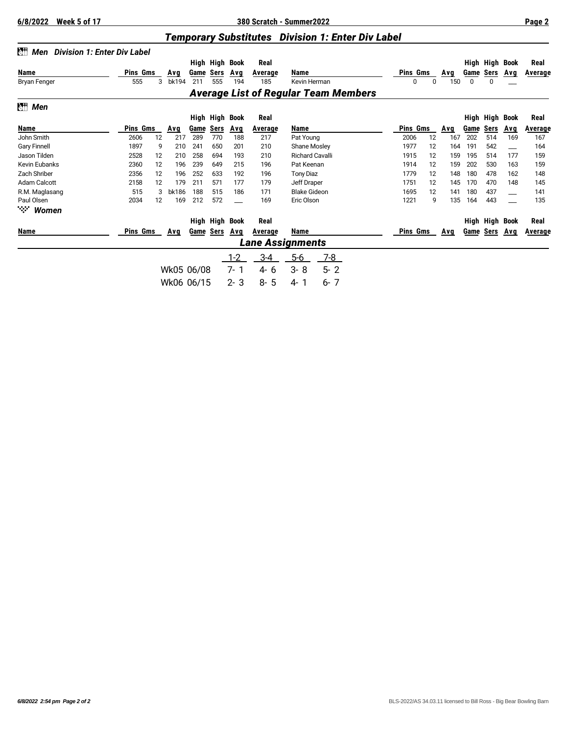## Temporary Substitutes Division 1: Enter Div Label

### Men Division 1: Enter Div Label

| Name | Pins | Gms | Avg | High Game | High Sers | Book Avg | Real Average | Name | Pins | Gms | Avg | High Game | High Sers | Book Avg | Real Average |
|---|---|---|---|---|---|---|---|---|---|---|---|---|---|---|---|
| Bryan Fenger | 555 | 3 | bk194 | 211 | 555 | 194 | 185 | Kevin Herman | 0 | 0 | 150 | 0 | 0 | __ | |

## Average List of Regular Team Members

### Men

| Name | Pins | Gms | Avg | High Game | High Sers | Book Avg | Real Average | Name | Pins | Gms | Avg | High Game | High Sers | Book Avg | Real Average |
|---|---|---|---|---|---|---|---|---|---|---|---|---|---|---|---|
| John Smith | 2606 | 12 | 217 | 289 | 770 | 188 | 217 | Pat Young | 2006 | 12 | 167 | 202 | 514 | 169 | 167 |
| Gary Finnell | 1897 | 9 | 210 | 241 | 650 | 201 | 210 | Shane Mosley | 1977 | 12 | 164 | 191 | 542 | __ | 164 |
| Jason Tilden | 2528 | 12 | 210 | 258 | 694 | 193 | 210 | Richard Cavalli | 1915 | 12 | 159 | 195 | 514 | 177 | 159 |
| Kevin Eubanks | 2360 | 12 | 196 | 239 | 649 | 215 | 196 | Pat Keenan | 1914 | 12 | 159 | 202 | 530 | 163 | 159 |
| Zach Shriber | 2356 | 12 | 196 | 252 | 633 | 192 | 196 | Tony Diaz | 1779 | 12 | 148 | 180 | 478 | 162 | 148 |
| Adam Calcott | 2158 | 12 | 179 | 211 | 571 | 177 | 179 | Jeff Draper | 1751 | 12 | 145 | 170 | 470 | 148 | 145 |
| R.M. Maglasang | 515 | 3 | bk186 | 188 | 515 | 186 | 171 | Blake Gideon | 1695 | 12 | 141 | 180 | 437 | __ | 141 |
| Paul Olsen | 2034 | 12 | 169 | 212 | 572 | __ | 169 | Eric Olson | 1221 | 9 | 135 | 164 | 443 | __ | 135 |

### Women

| Name | Pins | Gms | Avg | High Game | High Sers | Book Avg | Real Average | Name | Pins | Gms | Avg | High Game | High Sers | Book Avg | Real Average |
|---|---|---|---|---|---|---|---|---|---|---|---|---|---|---|---|

## Lane Assignments

| | 1-2 | 3-4 | 5-6 | 7-8 |
|---|---|---|---|---|
| Wk05 06/08 | 7- 1 | 4- 6 | 3- 8 | 5- 2 |
| Wk06 06/15 | 2- 3 | 8- 5 | 4- 1 | 6- 7 |